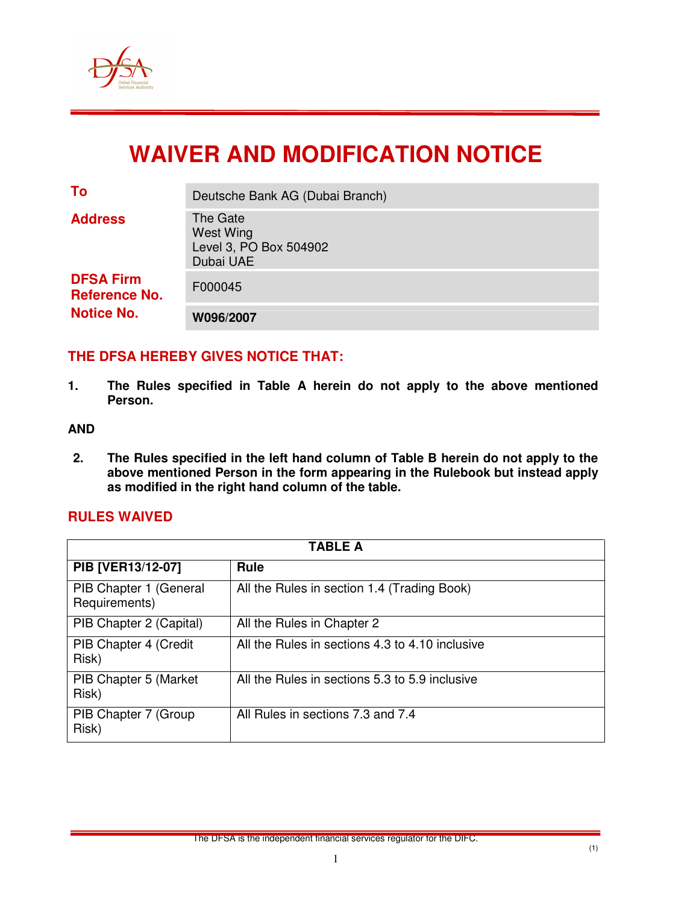# WAIVER AND MODIFICATION NOTICE

| | |
|---|---|
| **To** | Deutsche Bank AG (Dubai Branch) |
| **Address** | The Gate<br>West Wing<br>Level 3, PO Box 504902<br>Dubai UAE |
| **DFSA Firm Reference No.** | F000045 |
| **Notice No.** | **W096/2007** |

## THE DFSA HEREBY GIVES NOTICE THAT:

**1. The Rules specified in Table A herein do not apply to the above mentioned Person.**

**AND**

**2. The Rules specified in the left hand column of Table B herein do not apply to the above mentioned Person in the form appearing in the Rulebook but instead apply as modified in the right hand column of the table.**

## RULES WAIVED

| **TABLE A** | |
|---|---|
| **PIB [VER13/12-07]** | **Rule** |
| PIB Chapter 1 (General Requirements) | All the Rules in section 1.4 (Trading Book) |
| PIB Chapter 2 (Capital) | All the Rules in Chapter 2 |
| PIB Chapter 4 (Credit Risk) | All the Rules in sections 4.3 to 4.10 inclusive |
| PIB Chapter 5 (Market Risk) | All the Rules in sections 5.3 to 5.9 inclusive |
| PIB Chapter 7 (Group Risk) | All Rules in sections 7.3 and 7.4 |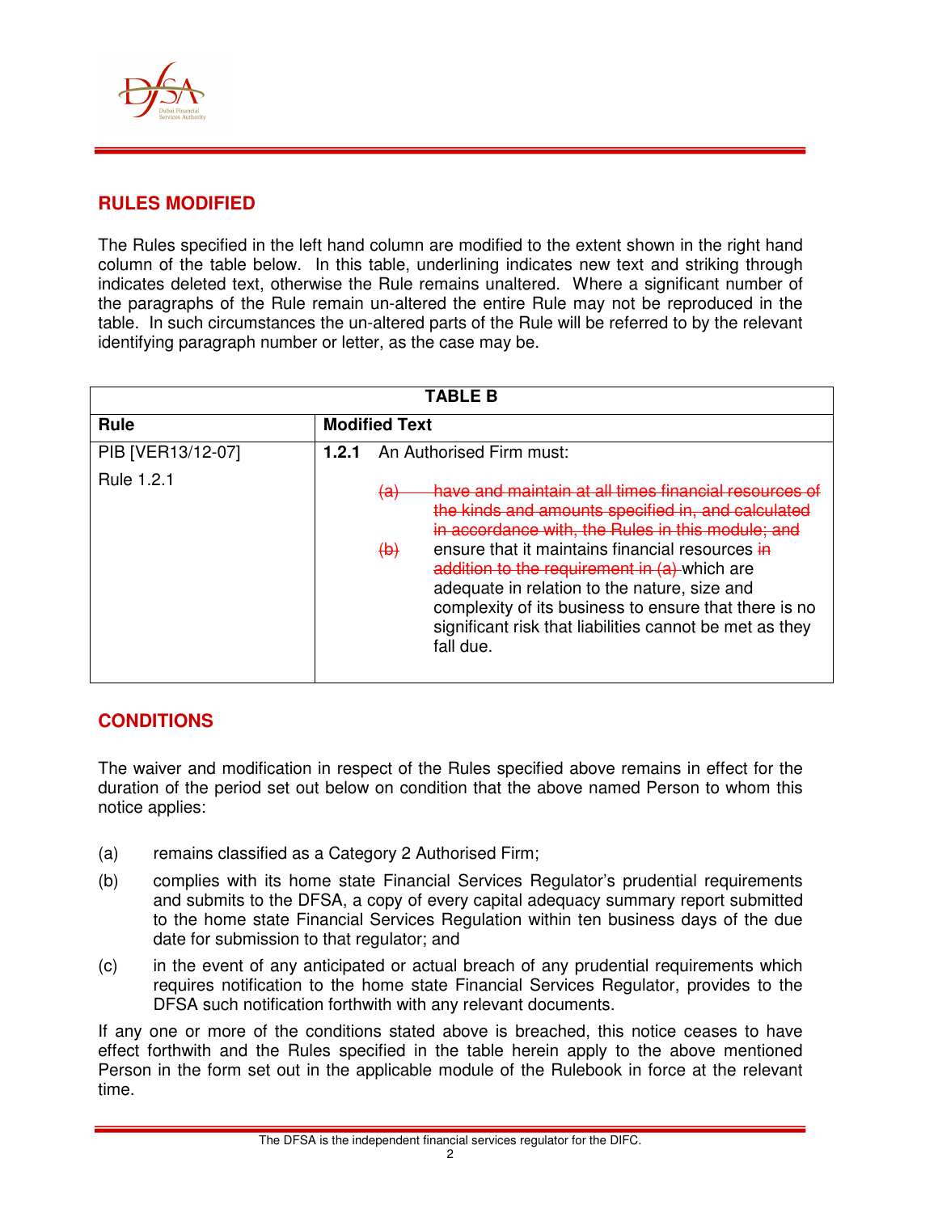## RULES MODIFIED

The Rules specified in the left hand column are modified to the extent shown in the right hand column of the table below. In this table, underlining indicates new text and striking through indicates deleted text, otherwise the Rule remains unaltered. Where a significant number of the paragraphs of the Rule remain un-altered the entire Rule may not be reproduced in the table. In such circumstances the un-altered parts of the Rule will be referred to by the relevant identifying paragraph number or letter, as the case may be.

| TABLE B | |
|---|---|
| **Rule** | **Modified Text** |
| PIB [VER13/12-07]<br><br>Rule 1.2.1 | **1.2.1** An Authorised Firm must:<br><br>~~(a) have and maintain at all times financial resources of the kinds and amounts specified in, and calculated in accordance with, the Rules in this module; and~~<br>~~(b)~~ ensure that it maintains financial resources ~~in addition to the requirement in (a)~~ which are adequate in relation to the nature, size and complexity of its business to ensure that there is no significant risk that liabilities cannot be met as they fall due. |

## CONDITIONS

The waiver and modification in respect of the Rules specified above remains in effect for the duration of the period set out below on condition that the above named Person to whom this notice applies:

(a) remains classified as a Category 2 Authorised Firm;

(b) complies with its home state Financial Services Regulator's prudential requirements and submits to the DFSA, a copy of every capital adequacy summary report submitted to the home state Financial Services Regulation within ten business days of the due date for submission to that regulator; and

(c) in the event of any anticipated or actual breach of any prudential requirements which requires notification to the home state Financial Services Regulator, provides to the DFSA such notification forthwith with any relevant documents.

If any one or more of the conditions stated above is breached, this notice ceases to have effect forthwith and the Rules specified in the table herein apply to the above mentioned Person in the form set out in the applicable module of the Rulebook in force at the relevant time.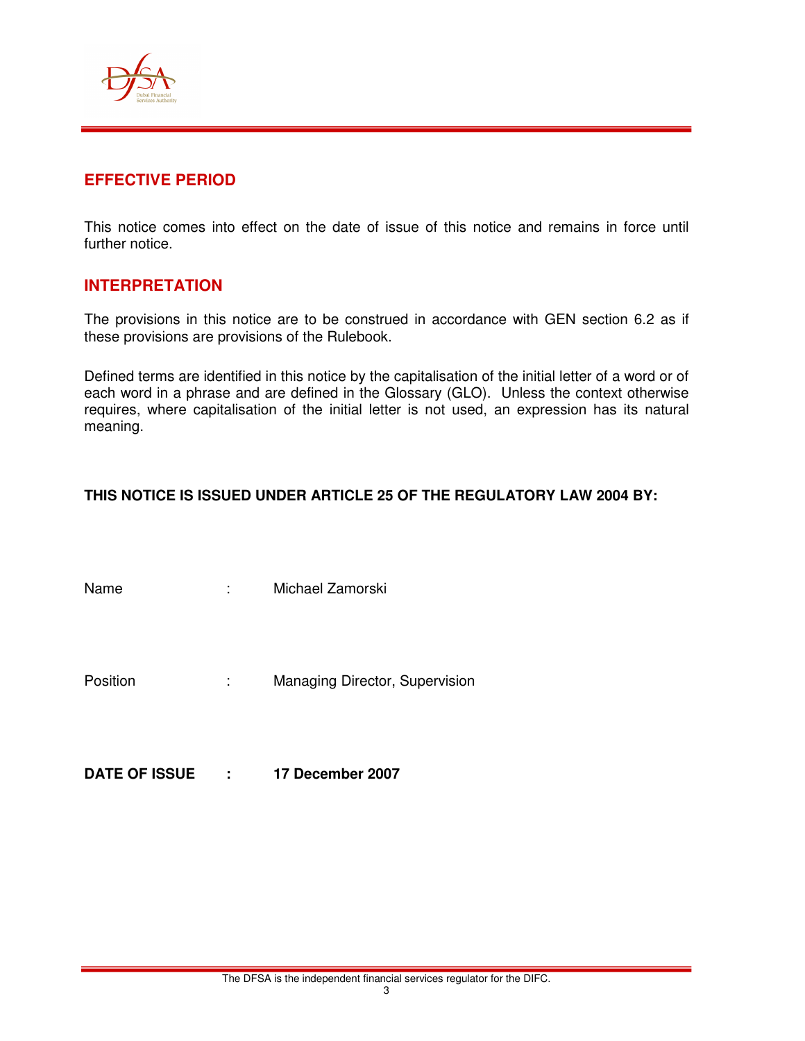## EFFECTIVE PERIOD

This notice comes into effect on the date of issue of this notice and remains in force until further notice.

## INTERPRETATION

The provisions in this notice are to be construed in accordance with GEN section 6.2 as if these provisions are provisions of the Rulebook.

Defined terms are identified in this notice by the capitalisation of the initial letter of a word or of each word in a phrase and are defined in the Glossary (GLO). Unless the context otherwise requires, where capitalisation of the initial letter is not used, an expression has its natural meaning.

**THIS NOTICE IS ISSUED UNDER ARTICLE 25 OF THE REGULATORY LAW 2004 BY:**

Name : Michael Zamorski

Position : Managing Director, Supervision

**DATE OF ISSUE : 17 December 2007**